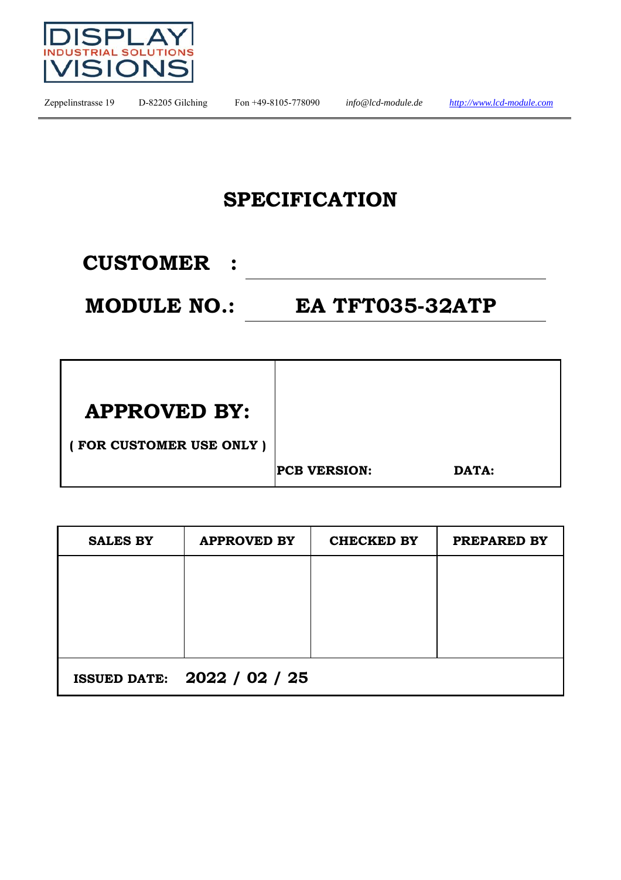DISPLAY
INDUSTRIAL SOLUTIONS
VISIONS

Zeppelinstrasse 19 D-82205 Gilching Fon +49-8105-778090 *info@lcd-module.de* http://www.lcd-module.com

# SPECIFICATION

**CUSTOMER :** 

**MODULE NO.: EA TFT035-32ATP**

| **APPROVED BY:**<br>**( FOR CUSTOMER USE ONLY )** | **PCB VERSION:** **DATA:** |
|---|---|

| SALES BY | APPROVED BY | CHECKED BY | PREPARED BY |
|---|---|---|---|
| | | | |
| **ISSUED DATE: 2022 / 02 / 25** | | | |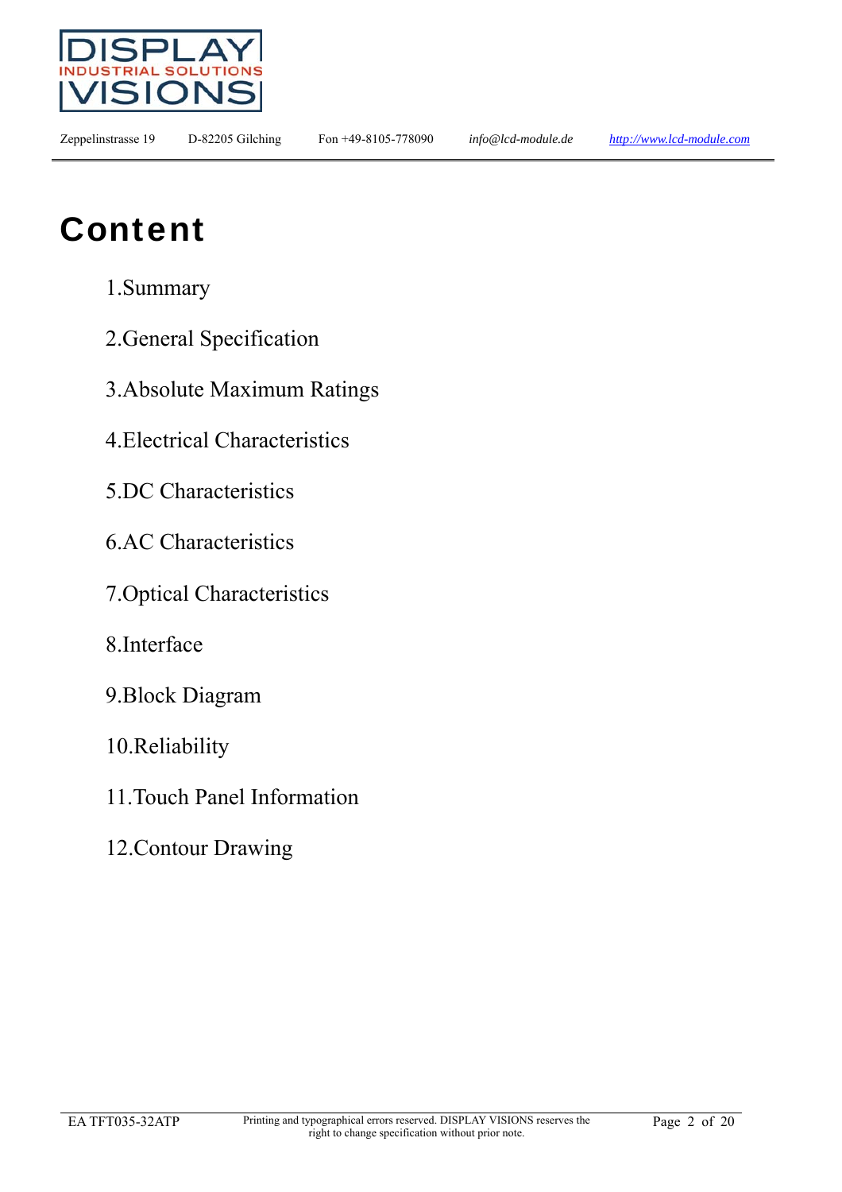# Content

1.Summary

2.General Specification

3.Absolute Maximum Ratings

4.Electrical Characteristics

5.DC Characteristics

6.AC Characteristics

7.Optical Characteristics

8.Interface

9.Block Diagram

10.Reliability

11.Touch Panel Information

12.Contour Drawing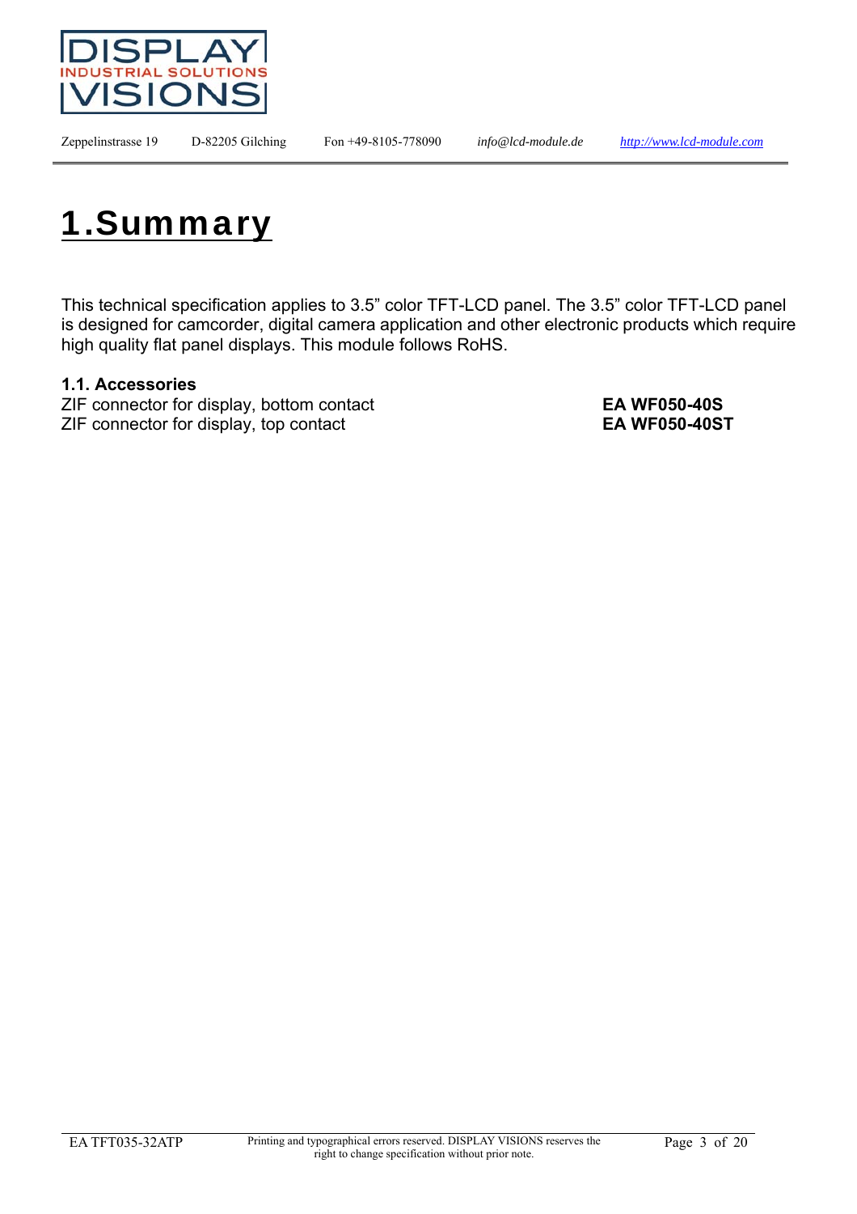# 1.Summary

This technical specification applies to 3.5" color TFT-LCD panel. The 3.5" color TFT-LCD panel is designed for camcorder, digital camera application and other electronic products which require high quality flat panel displays. This module follows RoHS.

### 1.1. Accessories

| | |
|---|---|
| ZIF connector for display, bottom contact | **EA WF050-40S** |
| ZIF connector for display, top contact | **EA WF050-40ST** |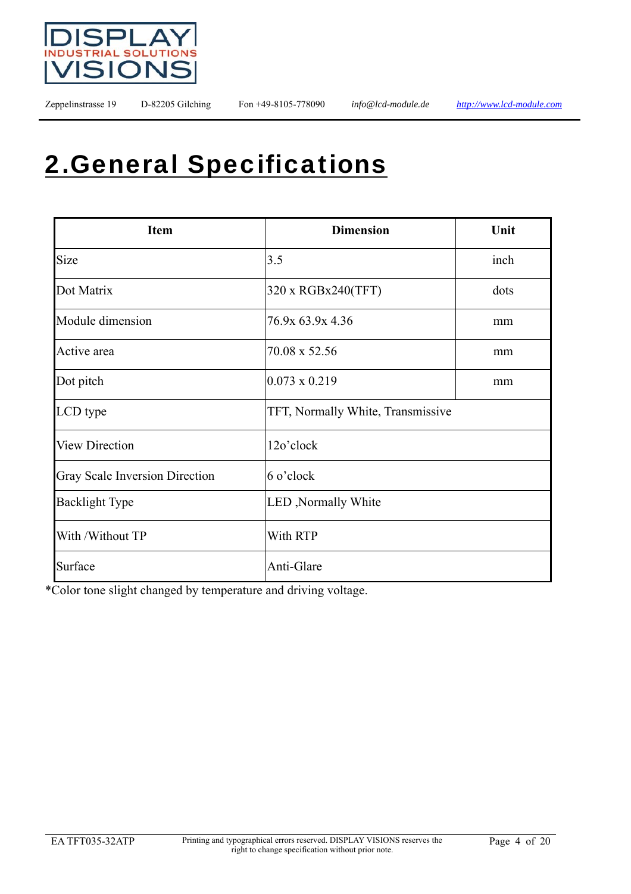# 2.General Specifications

| Item | Dimension | Unit |
|---|---|---|
| Size | 3.5 | inch |
| Dot Matrix | 320 x RGBx240(TFT) | dots |
| Module dimension | 76.9x 63.9x 4.36 | mm |
| Active area | 70.08 x 52.56 | mm |
| Dot pitch | 0.073 x 0.219 | mm |
| LCD type | TFT, Normally White, Transmissive | |
| View Direction | 12o'clock | |
| Gray Scale Inversion Direction | 6 o'clock | |
| Backlight Type | LED ,Normally White | |
| With /Without TP | With RTP | |
| Surface | Anti-Glare | |

*Color tone slight changed by temperature and driving voltage.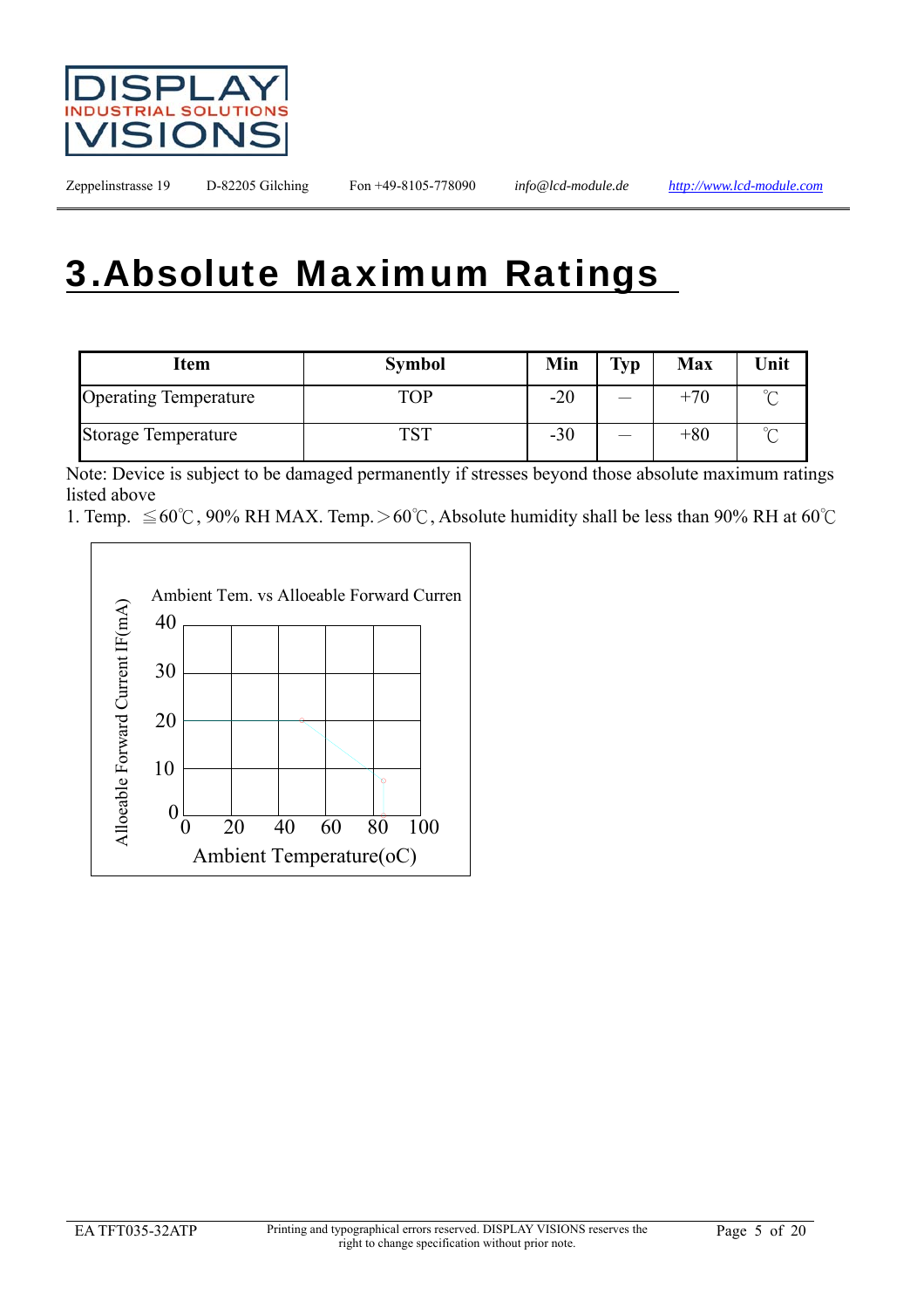# 3.Absolute Maximum Ratings

| Item | Symbol | Min | Typ | Max | Unit |
|---|---|---|---|---|---|
| Operating Temperature | TOP | -20 | — | +70 | ℃ |
| Storage Temperature | TST | -30 | — | +80 | ℃ |

Note: Device is subject to be damaged permanently if stresses beyond those absolute maximum ratings listed above

1. Temp. ≦60℃, 90% RH MAX. Temp.＞60℃, Absolute humidity shall be less than 90% RH at 60℃

Ambient Tem. vs Alloeable Forward Curren

Alloeable Forward Current IF(mA)

Ambient Temperature(oC)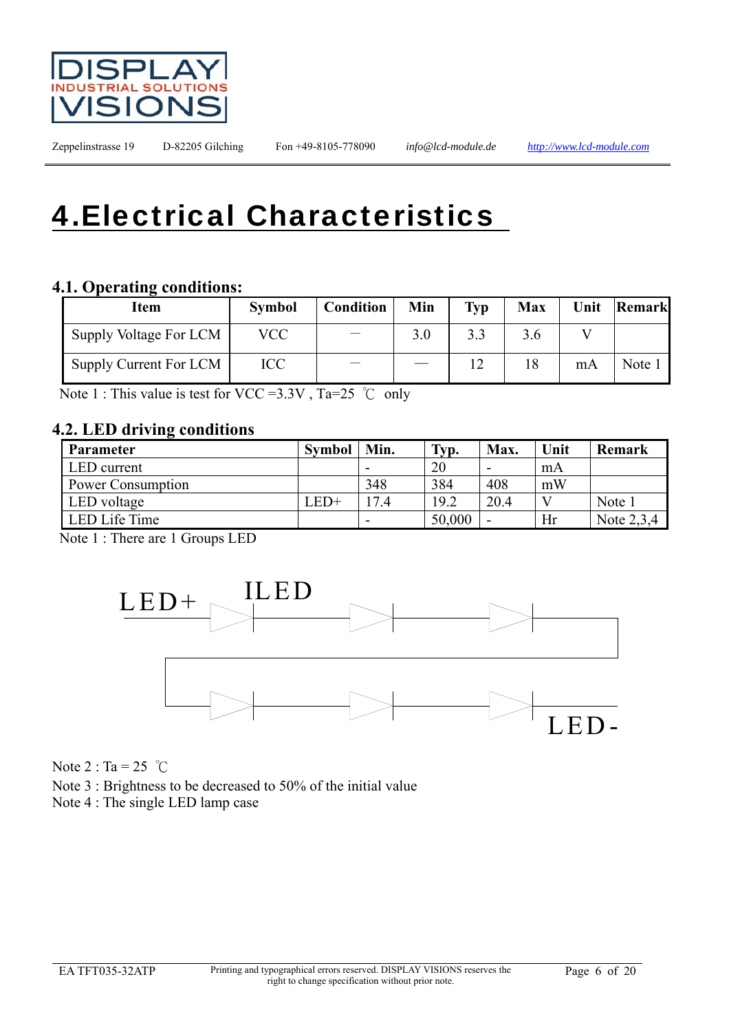# 4.Electrical Characteristics

### 4.1. Operating conditions:

| Item | Symbol | Condition | Min | Typ | Max | Unit | Remark |
|---|---|---|---|---|---|---|---|
| Supply Voltage For LCM | VCC | — | 3.0 | 3.3 | 3.6 | V | |
| Supply Current For LCM | ICC | — | — | 12 | 18 | mA | Note 1 |

Note 1 : This value is test for VCC =3.3V , Ta=25 ℃ only

### 4.2. LED driving conditions

| Parameter | Symbol | Min. | Typ. | Max. | Unit | Remark |
|---|---|---|---|---|---|---|
| LED current | | - | 20 | - | mA | |
| Power Consumption | | 348 | 384 | 408 | mW | |
| LED voltage | LED+ | 17.4 | 19.2 | 20.4 | V | Note 1 |
| LED Life Time | | - | 50,000 | - | Hr | Note 2,3,4 |

Note 1 : There are 1 Groups LED

LED+ ILED LED-

Note 2 : Ta = 25 ℃

Note 3 : Brightness to be decreased to 50% of the initial value

Note 4 : The single LED lamp case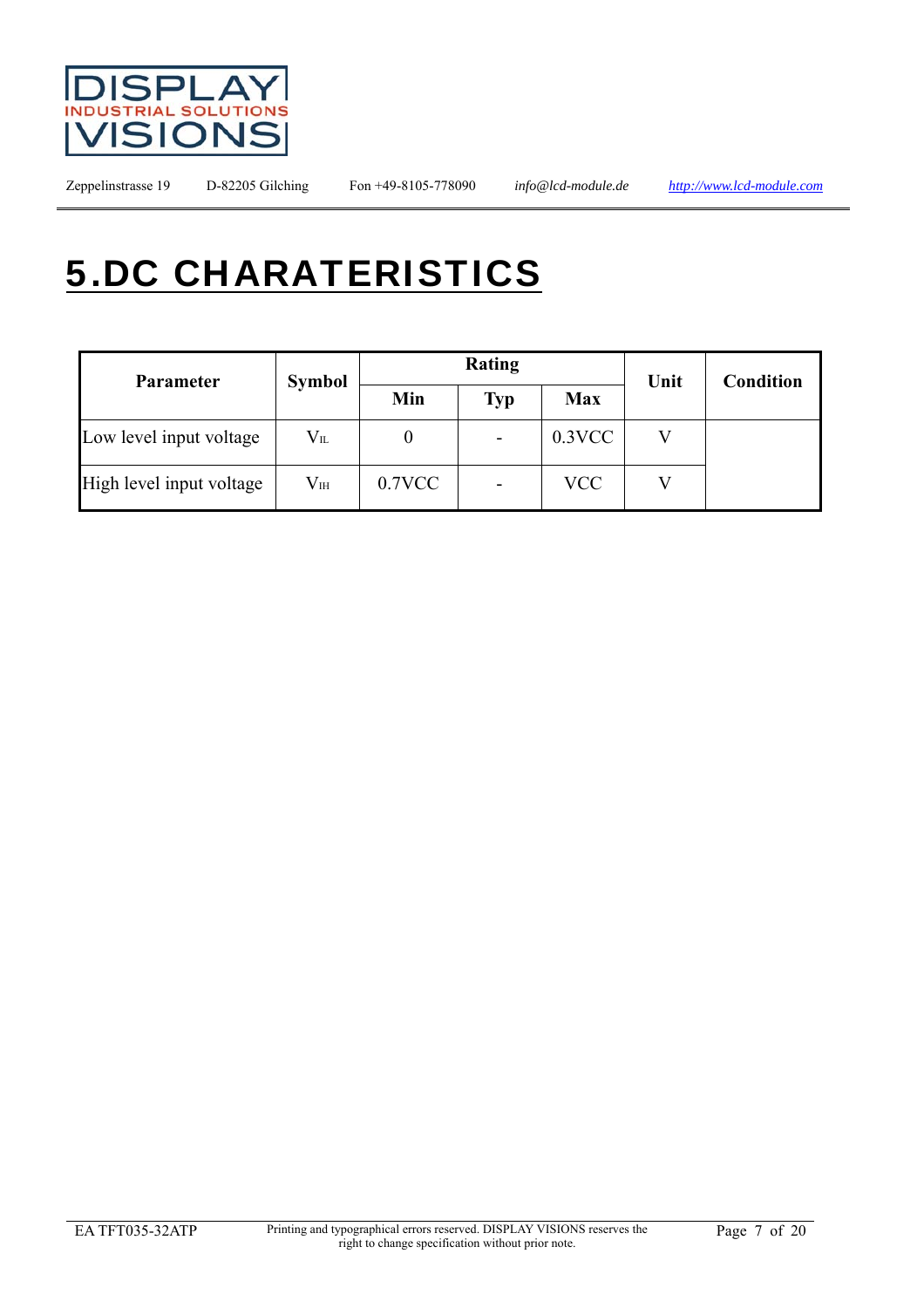# 5.DC CHARATERISTICS

| Parameter | Symbol | Rating | | | Unit | Condition |
|---|---|---|---|---|---|---|
| | | Min | Typ | Max | | |
| Low level input voltage | $V_{IL}$ | 0 | - | 0.3VCC | V | |
| High level input voltage | $V_{IH}$ | 0.7VCC | - | VCC | V | |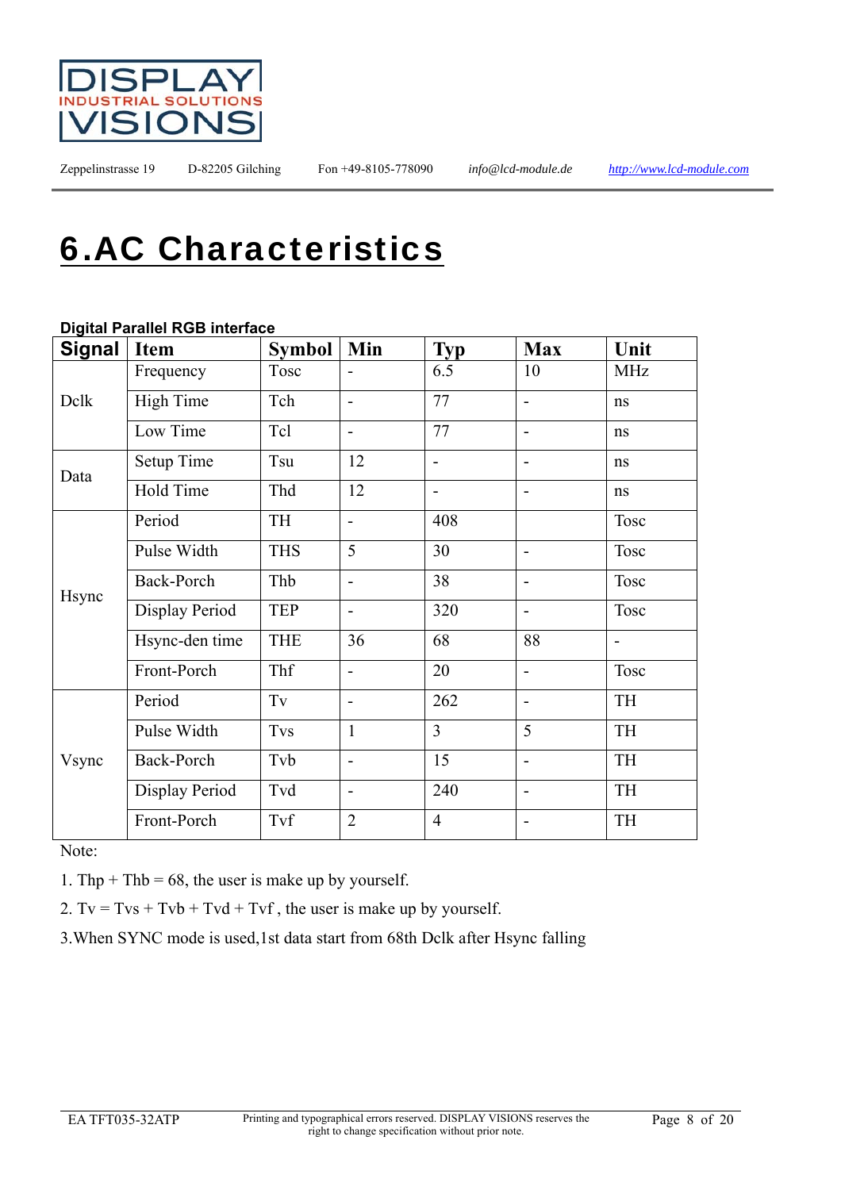# 6.AC Characteristics

**Digital Parallel RGB interface**

| Signal | Item | Symbol | Min | Typ | Max | Unit |
|---|---|---|---|---|---|---|
| Dclk | Frequency | Tosc | - | 6.5 | 10 | MHz |
| | High Time | Tch | - | 77 | - | ns |
| | Low Time | Tcl | - | 77 | - | ns |
| Data | Setup Time | Tsu | 12 | - | - | ns |
| | Hold Time | Thd | 12 | - | - | ns |
| Hsync | Period | TH | - | 408 | | Tosc |
| | Pulse Width | THS | 5 | 30 | - | Tosc |
| | Back-Porch | Thb | - | 38 | - | Tosc |
| | Display Period | TEP | - | 320 | - | Tosc |
| | Hsync-den time | THE | 36 | 68 | 88 | - |
| | Front-Porch | Thf | - | 20 | - | Tosc |
| Vsync | Period | Tv | - | 262 | - | TH |
| | Pulse Width | Tvs | 1 | 3 | 5 | TH |
| | Back-Porch | Tvb | - | 15 | - | TH |
| | Display Period | Tvd | - | 240 | - | TH |
| | Front-Porch | Tvf | 2 | 4 | - | TH |

Note:

1. Thp + Thb = 68, the user is make up by yourself.

2. Tv = Tvs + Tvb + Tvd + Tvf , the user is make up by yourself.

3.When SYNC mode is used,1st data start from 68th Dclk after Hsync falling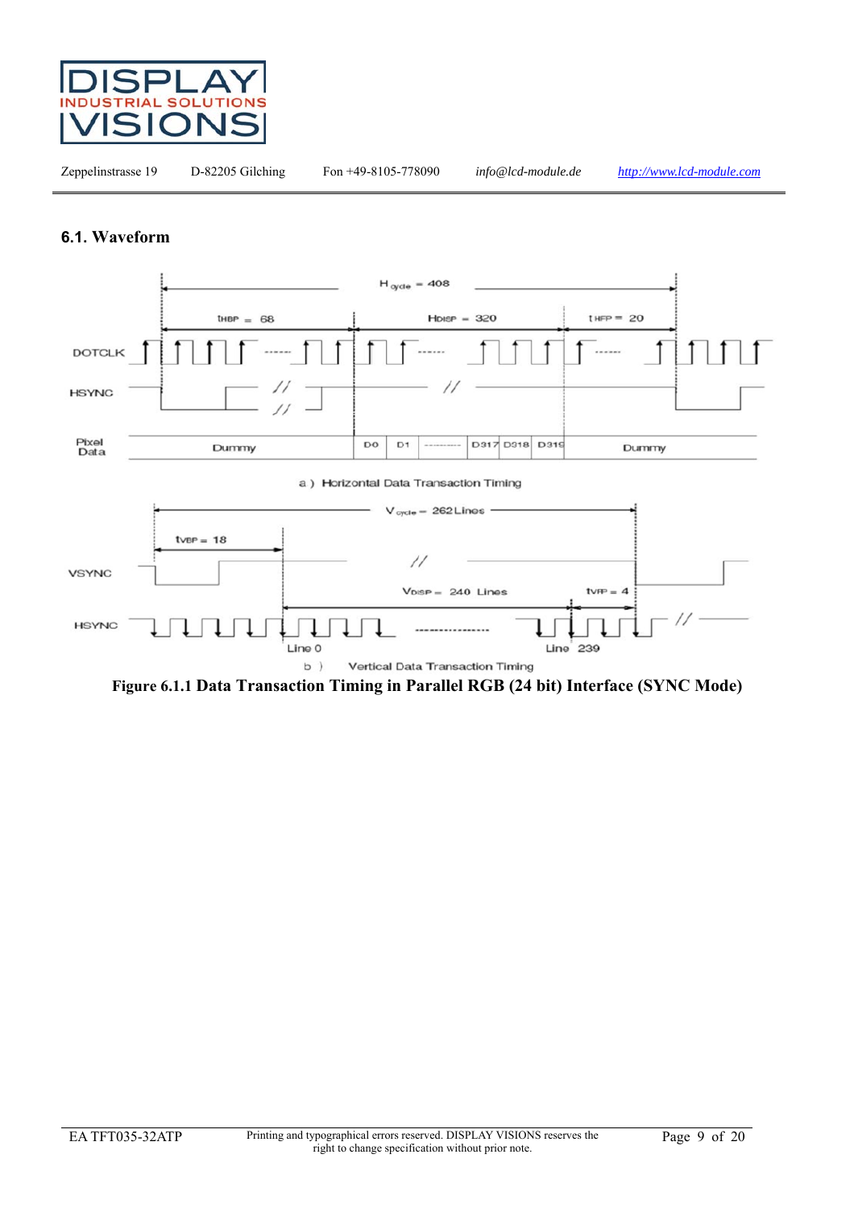## 6.1. Waveform

a ) Horizontal Data Transaction Timing

b ) Vertical Data Transaction Timing

**Figure 6.1.1 Data Transaction Timing in Parallel RGB (24 bit) Interface (SYNC Mode)**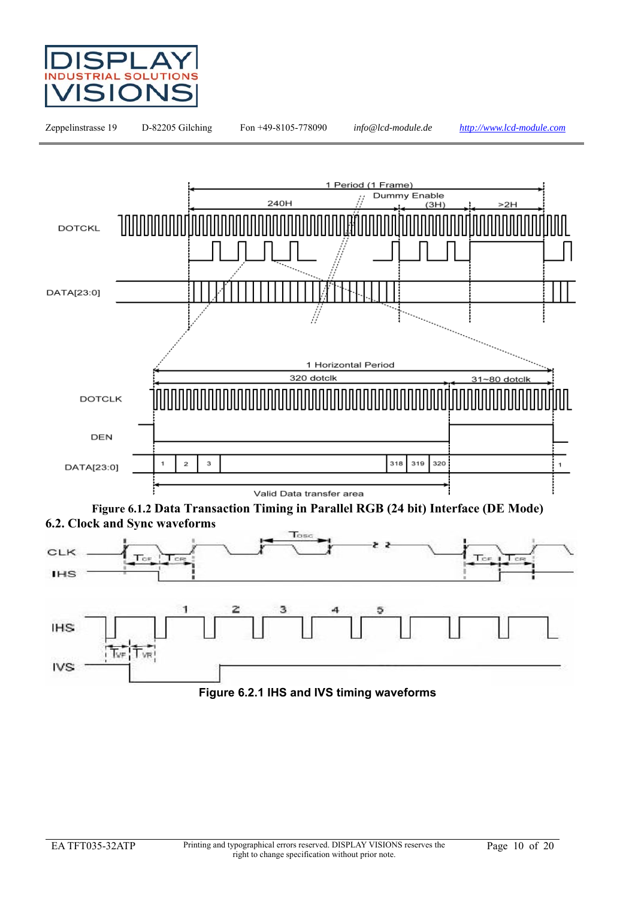Figure 6.1.2 Data Transaction Timing in Parallel RGB (24 bit) Interface (DE Mode)

## 6.2. Clock and Sync waveforms

Figure 6.2.1 IHS and IVS timing waveforms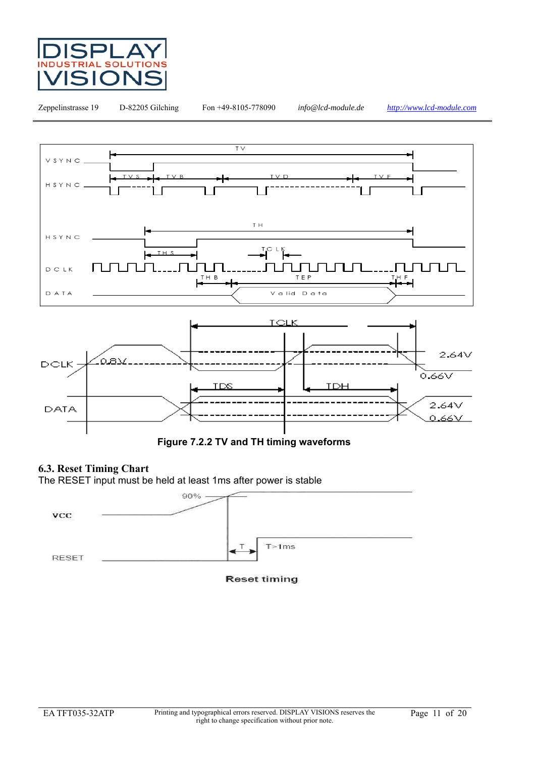Figure 7.2.2 TV and TH timing waveforms

### 6.3. Reset Timing Chart

The RESET input must be held at least 1ms after power is stable

Reset timing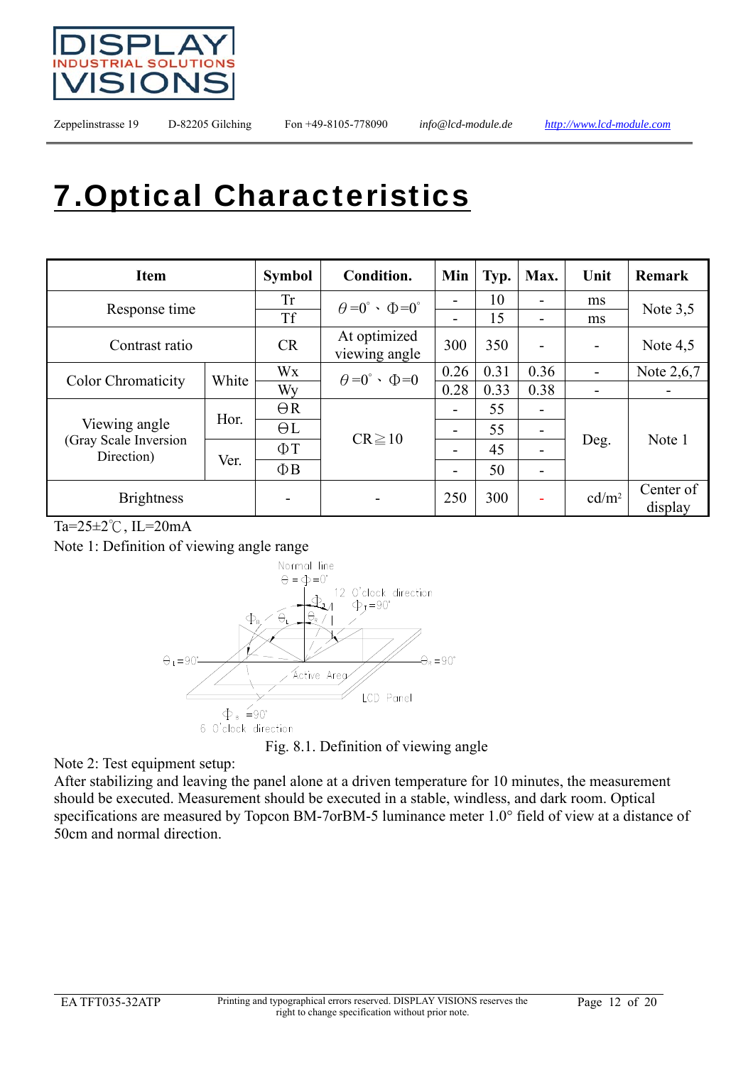# 7.Optical Characteristics

| Item | | Symbol | Condition. | Min | Typ. | Max. | Unit | Remark |
|---|---|---|---|---|---|---|---|---|
| Response time | | Tr | $\theta$=0°、Φ=0° | - | 10 | - | ms | Note 3,5 |
| | | Tf | | - | 15 | - | ms | |
| Contrast ratio | | CR | At optimized viewing angle | 300 | 350 | - | - | Note 4,5 |
| Color Chromaticity | White | Wx | $\theta$=0°、Φ=0 | 0.26 | 0.31 | 0.36 | - | Note 2,6,7 |
| | | Wy | | 0.28 | 0.33 | 0.38 | - | - |
| Viewing angle (Gray Scale Inversion Direction) | Hor. | ΘR | CR≧10 | - | 55 | - | Deg. | Note 1 |
| | | ΘL | | - | 55 | - | | |
| | Ver. | ΦT | | - | 45 | - | | |
| | | ΦB | | - | 50 | - | | |
| Brightness | | - | - | 250 | 300 | - | cd/m² | Center of display |

Ta=25±2℃, IL=20mA

Note 1: Definition of viewing angle range

Fig. 8.1. Definition of viewing angle

Note 2: Test equipment setup:

After stabilizing and leaving the panel alone at a driven temperature for 10 minutes, the measurement should be executed. Measurement should be executed in a stable, windless, and dark room. Optical specifications are measured by Topcon BM-7orBM-5 luminance meter 1.0° field of view at a distance of 50cm and normal direction.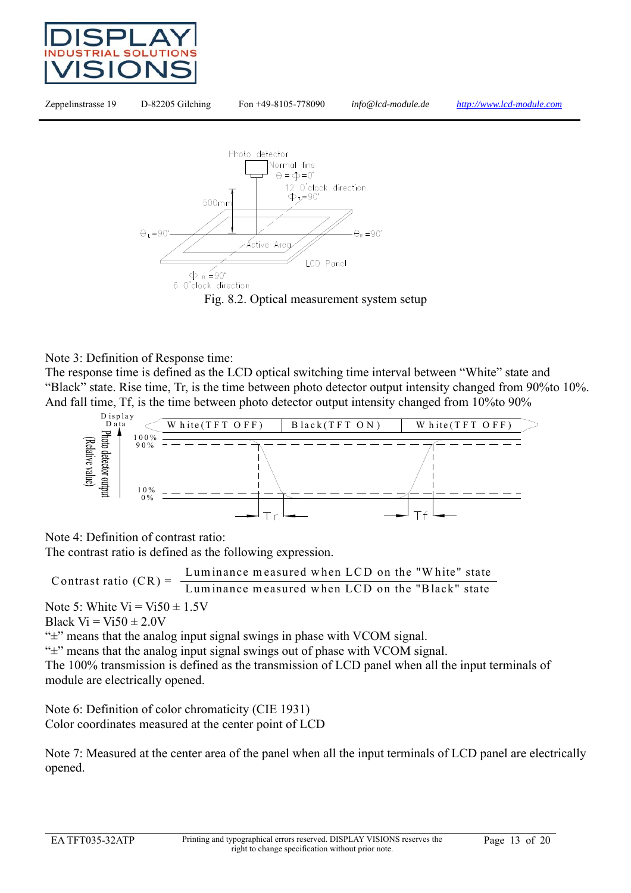Fig. 8.2. Optical measurement system setup

Note 3: Definition of Response time:
The response time is defined as the LCD optical switching time interval between “White” state and “Black” state. Rise time, Tr, is the time between photo detector output intensity changed from 90%to 10%. And fall time, Tf, is the time between photo detector output intensity changed from 10%to 90%

Note 4: Definition of contrast ratio:
The contrast ratio is defined as the following expression.

$$\text{Contrast ratio (CR)} = \frac{\text{Luminance measured when LCD on the "White" state}}{\text{Luminance measured when LCD on the "Black" state}}$$

Note 5: White Vi = Vi50 ± 1.5V
Black Vi = Vi50 ± 2.0V
“±” means that the analog input signal swings in phase with VCOM signal.
“±” means that the analog input signal swings out of phase with VCOM signal.
The 100% transmission is defined as the transmission of LCD panel when all the input terminals of module are electrically opened.

Note 6: Definition of color chromaticity (CIE 1931)
Color coordinates measured at the center point of LCD

Note 7: Measured at the center area of the panel when all the input terminals of LCD panel are electrically opened.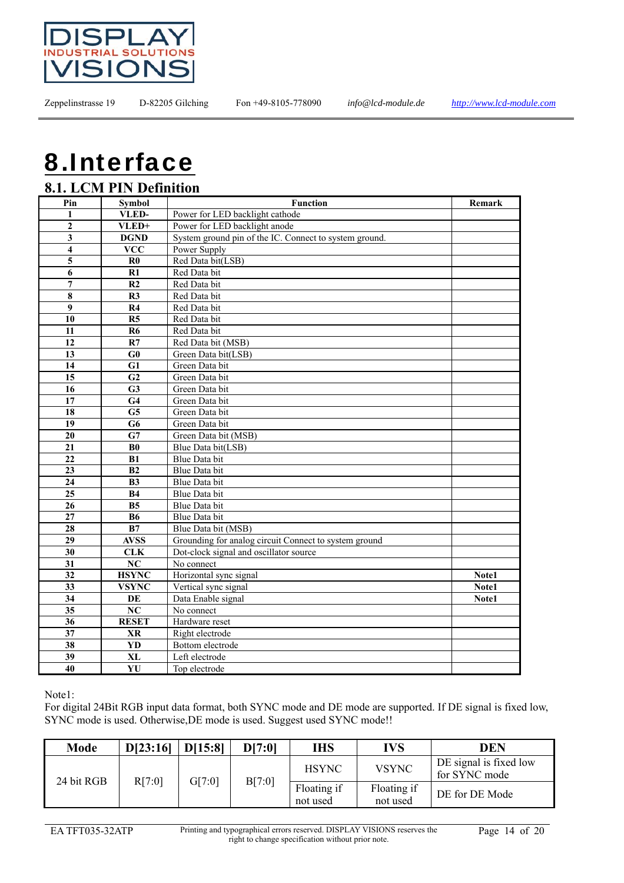# 8.Interface

## 8.1. LCM PIN Definition

| Pin | Symbol | Function | Remark |
|---|---|---|---|
| 1 | VLED- | Power for LED backlight cathode | |
| 2 | VLED+ | Power for LED backlight anode | |
| 3 | DGND | System ground pin of the IC. Connect to system ground. | |
| 4 | VCC | Power Supply | |
| 5 | R0 | Red Data bit(LSB) | |
| 6 | R1 | Red Data bit | |
| 7 | R2 | Red Data bit | |
| 8 | R3 | Red Data bit | |
| 9 | R4 | Red Data bit | |
| 10 | R5 | Red Data bit | |
| 11 | R6 | Red Data bit | |
| 12 | R7 | Red Data bit (MSB) | |
| 13 | G0 | Green Data bit(LSB) | |
| 14 | G1 | Green Data bit | |
| 15 | G2 | Green Data bit | |
| 16 | G3 | Green Data bit | |
| 17 | G4 | Green Data bit | |
| 18 | G5 | Green Data bit | |
| 19 | G6 | Green Data bit | |
| 20 | G7 | Green Data bit (MSB) | |
| 21 | B0 | Blue Data bit(LSB) | |
| 22 | B1 | Blue Data bit | |
| 23 | B2 | Blue Data bit | |
| 24 | B3 | Blue Data bit | |
| 25 | B4 | Blue Data bit | |
| 26 | B5 | Blue Data bit | |
| 27 | B6 | Blue Data bit | |
| 28 | B7 | Blue Data bit (MSB) | |
| 29 | AVSS | Grounding for analog circuit Connect to system ground | |
| 30 | CLK | Dot-clock signal and oscillator source | |
| 31 | NC | No connect | |
| 32 | HSYNC | Horizontal sync signal | Note1 |
| 33 | VSYNC | Vertical sync signal | Note1 |
| 34 | DE | Data Enable signal | Note1 |
| 35 | NC | No connect | |
| 36 | RESET | Hardware reset | |
| 37 | XR | Right electrode | |
| 38 | YD | Bottom electrode | |
| 39 | XL | Left electrode | |
| 40 | YU | Top electrode | |

Note1:
For digital 24Bit RGB input data format, both SYNC mode and DE mode are supported. If DE signal is fixed low, SYNC mode is used. Otherwise,DE mode is used. Suggest used SYNC mode!!

| Mode | D[23:16] | D[15:8] | D[7:0] | IHS | IVS | DEN |
|---|---|---|---|---|---|---|
| 24 bit RGB | R[7:0] | G[7:0] | B[7:0] | HSYNC | VSYNC | DE signal is fixed low for SYNC mode |
| | | | | Floating if not used | Floating if not used | DE for DE Mode |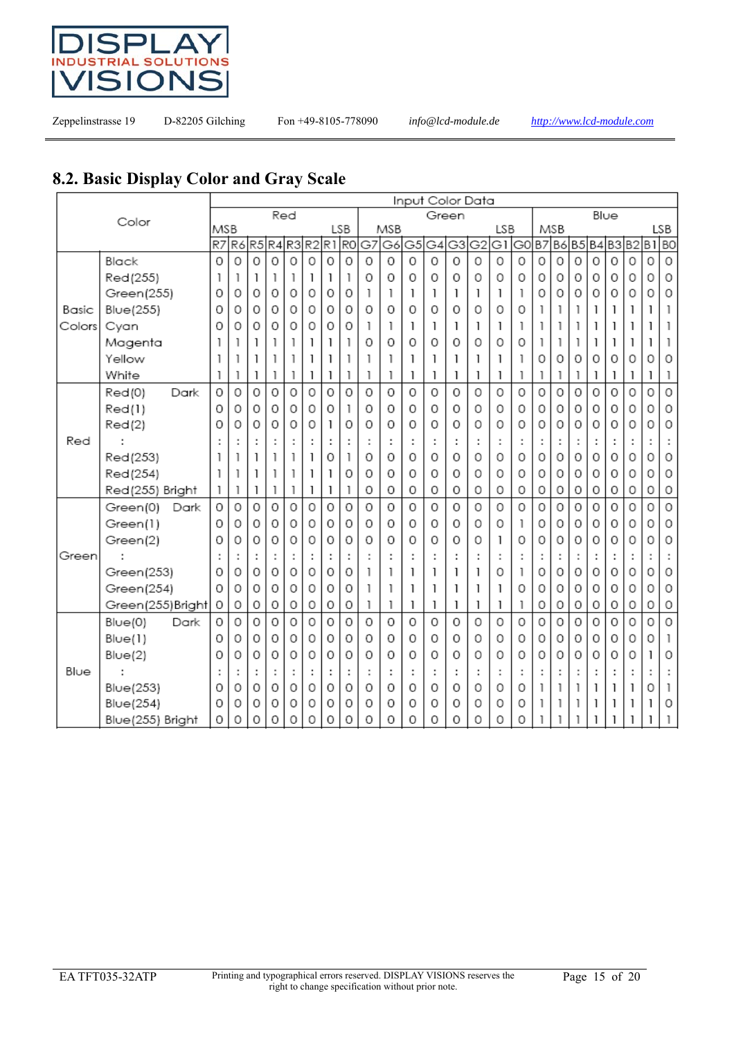DISPLAY INDUSTRIAL SOLUTIONS VISIONS

Zeppelinstrasse 19 D-82205 Gilching Fon +49-8105-778090 *info@lcd-module.de* *http://www.lcd-module.com*

## 8.2. Basic Display Color and Gray Scale

| Color | | Input Color Data | | | | | | | | | | | | | | | | | | | | | | | |
|---|---|---|---|---|---|---|---|---|---|---|---|---|---|---|---|---|---|---|---|---|---|---|---|---|---|
| | | Red | | | | | | | | Green | | | | | | | | Blue | | | | | | | |
| | | MSB | | | | | | | LSB | MSB | | | | | | | LSB | MSB | | | | | | | LSB |
| | | R7 | R6 | R5 | R4 | R3 | R2 | R1 | R0 | G7 | G6 | G5 | G4 | G3 | G2 | G1 | G0 | B7 | B6 | B5 | B4 | B3 | B2 | B1 | B0 |
| Basic Colors | Black | 0 | 0 | 0 | 0 | 0 | 0 | 0 | 0 | 0 | 0 | 0 | 0 | 0 | 0 | 0 | 0 | 0 | 0 | 0 | 0 | 0 | 0 | 0 | 0 |
| | Red(255) | 1 | 1 | 1 | 1 | 1 | 1 | 1 | 1 | 0 | 0 | 0 | 0 | 0 | 0 | 0 | 0 | 0 | 0 | 0 | 0 | 0 | 0 | 0 | 0 |
| | Green(255) | 0 | 0 | 0 | 0 | 0 | 0 | 0 | 0 | 1 | 1 | 1 | 1 | 1 | 1 | 1 | 1 | 0 | 0 | 0 | 0 | 0 | 0 | 0 | 0 |
| | Blue(255) | 0 | 0 | 0 | 0 | 0 | 0 | 0 | 0 | 0 | 0 | 0 | 0 | 0 | 0 | 0 | 0 | 1 | 1 | 1 | 1 | 1 | 1 | 1 | 1 |
| | Cyan | 0 | 0 | 0 | 0 | 0 | 0 | 0 | 0 | 1 | 1 | 1 | 1 | 1 | 1 | 1 | 1 | 1 | 1 | 1 | 1 | 1 | 1 | 1 | 1 |
| | Magenta | 1 | 1 | 1 | 1 | 1 | 1 | 1 | 1 | 0 | 0 | 0 | 0 | 0 | 0 | 0 | 0 | 1 | 1 | 1 | 1 | 1 | 1 | 1 | 1 |
| | Yellow | 1 | 1 | 1 | 1 | 1 | 1 | 1 | 1 | 1 | 1 | 1 | 1 | 1 | 1 | 1 | 1 | 0 | 0 | 0 | 0 | 0 | 0 | 0 | 0 |
| | White | 1 | 1 | 1 | 1 | 1 | 1 | 1 | 1 | 1 | 1 | 1 | 1 | 1 | 1 | 1 | 1 | 1 | 1 | 1 | 1 | 1 | 1 | 1 | 1 |
| Red | Red(0) Dark | 0 | 0 | 0 | 0 | 0 | 0 | 0 | 0 | 0 | 0 | 0 | 0 | 0 | 0 | 0 | 0 | 0 | 0 | 0 | 0 | 0 | 0 | 0 | 0 |
| | Red(1) | 0 | 0 | 0 | 0 | 0 | 0 | 0 | 1 | 0 | 0 | 0 | 0 | 0 | 0 | 0 | 0 | 0 | 0 | 0 | 0 | 0 | 0 | 0 | 0 |
| | Red(2) | 0 | 0 | 0 | 0 | 0 | 0 | 1 | 0 | 0 | 0 | 0 | 0 | 0 | 0 | 0 | 0 | 0 | 0 | 0 | 0 | 0 | 0 | 0 | 0 |
| | : | : | : | : | : | : | : | : | : | : | : | : | : | : | : | : | : | : | : | : | : | : | : | : | : |
| | Red(253) | 1 | 1 | 1 | 1 | 1 | 1 | 0 | 1 | 0 | 0 | 0 | 0 | 0 | 0 | 0 | 0 | 0 | 0 | 0 | 0 | 0 | 0 | 0 | 0 |
| | Red(254) | 1 | 1 | 1 | 1 | 1 | 1 | 1 | 0 | 0 | 0 | 0 | 0 | 0 | 0 | 0 | 0 | 0 | 0 | 0 | 0 | 0 | 0 | 0 | 0 |
| | Red(255) Bright | 1 | 1 | 1 | 1 | 1 | 1 | 1 | 1 | 0 | 0 | 0 | 0 | 0 | 0 | 0 | 0 | 0 | 0 | 0 | 0 | 0 | 0 | 0 | 0 |
| Green | Green(0) Dark | 0 | 0 | 0 | 0 | 0 | 0 | 0 | 0 | 0 | 0 | 0 | 0 | 0 | 0 | 0 | 0 | 0 | 0 | 0 | 0 | 0 | 0 | 0 | 0 |
| | Green(1) | 0 | 0 | 0 | 0 | 0 | 0 | 0 | 0 | 0 | 0 | 0 | 0 | 0 | 0 | 0 | 1 | 0 | 0 | 0 | 0 | 0 | 0 | 0 | 0 |
| | Green(2) | 0 | 0 | 0 | 0 | 0 | 0 | 0 | 0 | 0 | 0 | 0 | 0 | 0 | 0 | 1 | 0 | 0 | 0 | 0 | 0 | 0 | 0 | 0 | 0 |
| | : | : | : | : | : | : | : | : | : | : | : | : | : | : | : | : | : | : | : | : | : | : | : | : | : |
| | Green(253) | 0 | 0 | 0 | 0 | 0 | 0 | 0 | 0 | 1 | 1 | 1 | 1 | 1 | 1 | 0 | 1 | 0 | 0 | 0 | 0 | 0 | 0 | 0 | 0 |
| | Green(254) | 0 | 0 | 0 | 0 | 0 | 0 | 0 | 0 | 1 | 1 | 1 | 1 | 1 | 1 | 1 | 0 | 0 | 0 | 0 | 0 | 0 | 0 | 0 | 0 |
| | Green(255)Bright | 0 | 0 | 0 | 0 | 0 | 0 | 0 | 0 | 1 | 1 | 1 | 1 | 1 | 1 | 1 | 1 | 0 | 0 | 0 | 0 | 0 | 0 | 0 | 0 |
| Blue | Blue(0) Dark | 0 | 0 | 0 | 0 | 0 | 0 | 0 | 0 | 0 | 0 | 0 | 0 | 0 | 0 | 0 | 0 | 0 | 0 | 0 | 0 | 0 | 0 | 0 | 0 |
| | Blue(1) | 0 | 0 | 0 | 0 | 0 | 0 | 0 | 0 | 0 | 0 | 0 | 0 | 0 | 0 | 0 | 0 | 0 | 0 | 0 | 0 | 0 | 0 | 0 | 1 |
| | Blue(2) | 0 | 0 | 0 | 0 | 0 | 0 | 0 | 0 | 0 | 0 | 0 | 0 | 0 | 0 | 0 | 0 | 0 | 0 | 0 | 0 | 0 | 0 | 1 | 0 |
| | : | : | : | : | : | : | : | : | : | : | : | : | : | : | : | : | : | : | : | : | : | : | : | : | : |
| | Blue(253) | 0 | 0 | 0 | 0 | 0 | 0 | 0 | 0 | 0 | 0 | 0 | 0 | 0 | 0 | 0 | 0 | 1 | 1 | 1 | 1 | 1 | 1 | 0 | 1 |
| | Blue(254) | 0 | 0 | 0 | 0 | 0 | 0 | 0 | 0 | 0 | 0 | 0 | 0 | 0 | 0 | 0 | 0 | 1 | 1 | 1 | 1 | 1 | 1 | 1 | 0 |
| | Blue(255) Bright | 0 | 0 | 0 | 0 | 0 | 0 | 0 | 0 | 0 | 0 | 0 | 0 | 0 | 0 | 0 | 0 | 1 | 1 | 1 | 1 | 1 | 1 | 1 | 1 |

EA TFT035-32ATP Printing and typographical errors reserved. DISPLAY VISIONS reserves the right to change specification without prior note.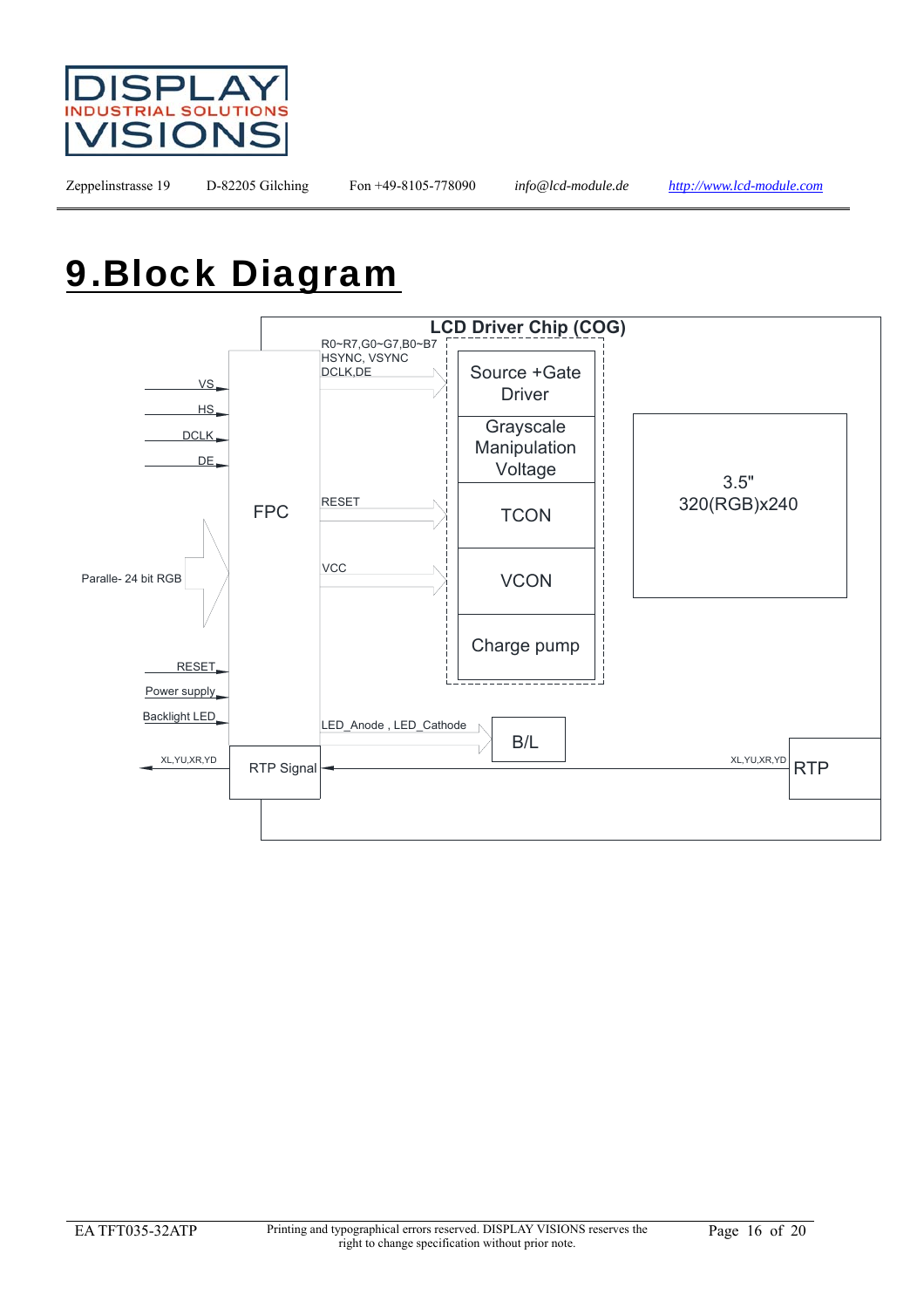# 9.Block Diagram

LCD Driver Chip (COG)

R0~R7,G0~G7,B0~B7
HSYNC, VSYNC
DCLK,DE

VS
HS
DCLK
DE

FPC

Paralle- 24 bit RGB

RESET

VCC

Source +Gate Driver

Grayscale Manipulation Voltage

TCON

VCON

Charge pump

3.5"
320(RGB)x240

RESET
Power supply
Backlight LED

LED_Anode , LED_Cathode

B/L

XL,YU,XR,YD

RTP Signal

XL,YU,XR,YD

RTP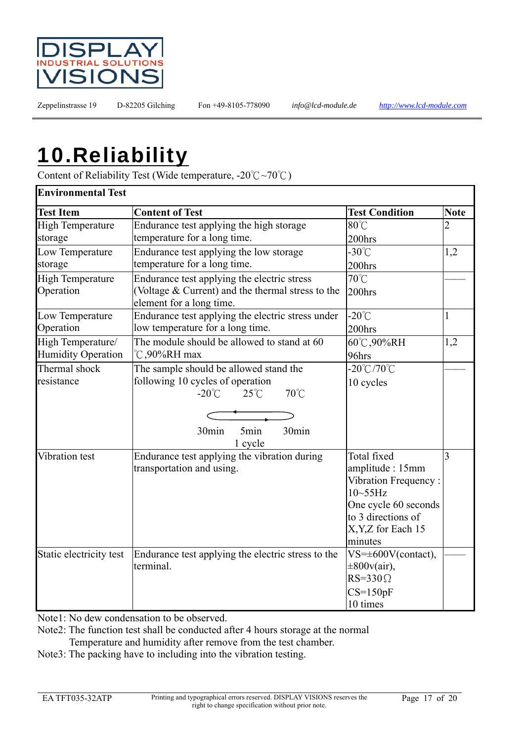# 10.Reliability

Content of Reliability Test (Wide temperature, -20℃~70℃)

| Environmental Test | | | |
|---|---|---|---|
| **Test Item** | **Content of Test** | **Test Condition** | **Note** |
| High Temperature storage | Endurance test applying the high storage temperature for a long time. | 80℃<br>200hrs | 2 |
| Low Temperature storage | Endurance test applying the low storage temperature for a long time. | -30℃<br>200hrs | 1,2 |
| High Temperature Operation | Endurance test applying the electric stress (Voltage & Current) and the thermal stress to the element for a long time. | 70℃<br>200hrs | —— |
| Low Temperature Operation | Endurance test applying the electric stress under low temperature for a long time. | -20℃<br>200hrs | 1 |
| High Temperature/ Humidity Operation | The module should be allowed to stand at 60 ℃,90%RH max | 60℃,90%RH<br>96hrs | 1,2 |
| Thermal shock resistance | The sample should be allowed stand the following 10 cycles of operation<br>-20℃ 25℃ 70℃<br>30min 5min 30min<br>1 cycle | -20℃/70℃<br>10 cycles | —— |
| Vibration test | Endurance test applying the vibration during transportation and using. | Total fixed amplitude : 15mm<br>Vibration Frequency : 10~55Hz<br>One cycle 60 seconds to 3 directions of X,Y,Z for Each 15 minutes | 3 |
| Static electricity test | Endurance test applying the electric stress to the terminal. | VS=±600V(contact), ±800v(air),<br>RS=330Ω<br>CS=150pF<br>10 times | —— |

Note1: No dew condensation to be observed.

Note2: The function test shall be conducted after 4 hours storage at the normal Temperature and humidity after remove from the test chamber.

Note3: The packing have to including into the vibration testing.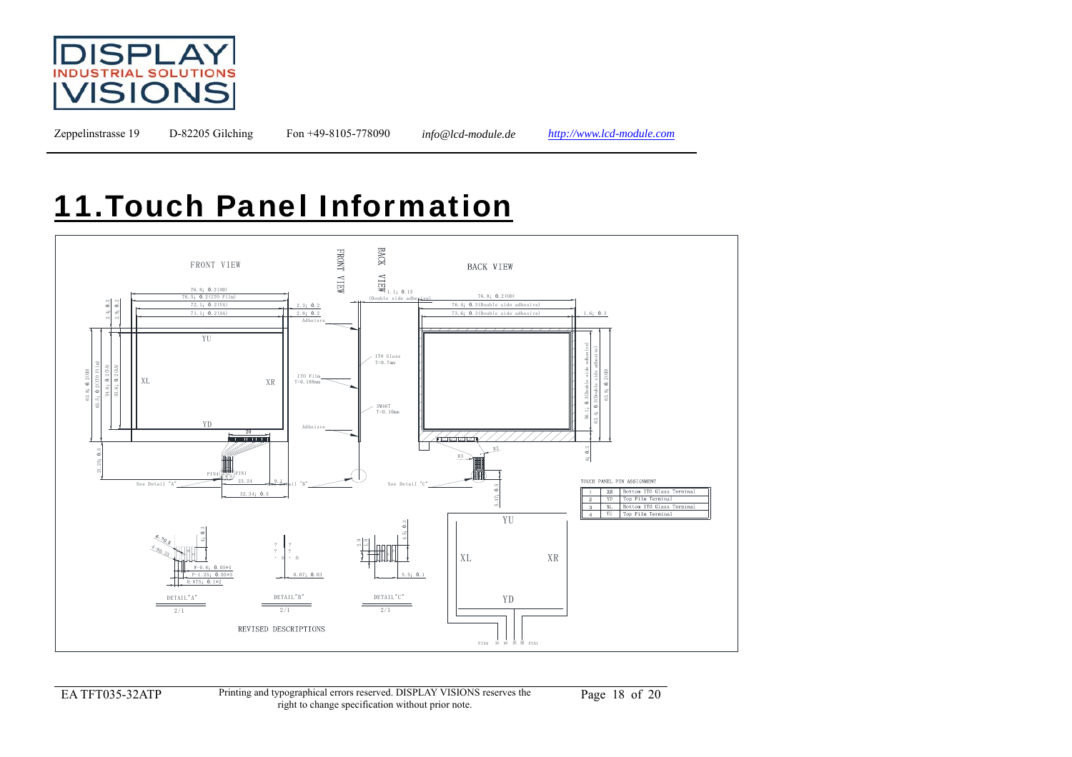# 11.Touch Panel Information

FRONT VIEW

BACK VIEW

76.8± 0.2(OD)
76.5± 0.2(ITO Film)
72.1± 0.2(VA)
71.1± 0.2(AA)
2.3± 0.2
2.8± 0.2
Adhesive

1.1± 0.15 (Double side adhesive)
76.8± 0.2(OD)
76.4± 0.3(Double side adhesive)
73.6± 0.3(Double side adhesive)
1.6± 0.3

YU
XL
XR
YD

63.8± 0.2(OD)
63.5± 0.2(ITO Film)
54.6± 0.2(VA)
53.6± 0.2(AA)

ITO Glass T=0.7mm
ITO Film T=0.188mm
3M467 T=0.10mm
Adhesive

56.1± 0.3(Double side adhesive)
63.4± 0.3(Double side adhesive)
63.8± 0.2(OD)

20
PIN4 PIN1
23.24
32.34± 0.5
21.25± 0.3
See Detail "A"
See Detail "B"
See Detail "C"
R3
5.47± 0.5

TOUCH PANEL PIN ASSIGNMENT

| 1 | XR | Bottom ITO Glass Terminal |
|---|---|---|
| 2 | YD | Top Film Terminal |
| 3 | XL | Bottom ITO Glass Terminal |
| 4 | YU | Top Film Terminal |

W=0.8± 0.05*4
P=1.25± 0.05*3
0.875± 0.1*2
0.07± 0.03
5.5± 0.1

DETAIL"A" 2/1
DETAIL"B" 2/1
DETAIL"C" 2/1

YU
XL XR
YD
PIN4 PIN1

REVISED DESCRIPTIONS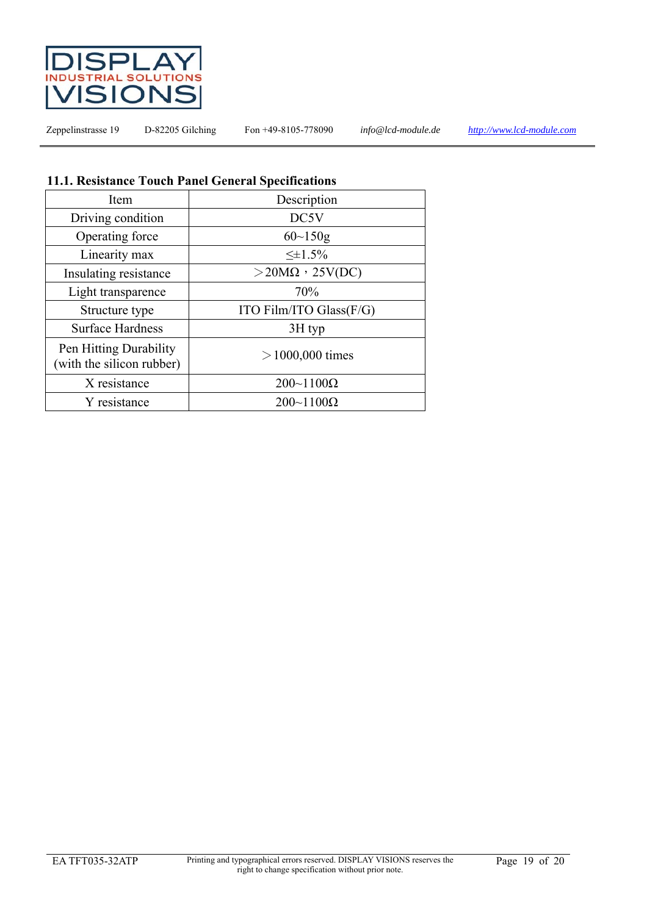### 11.1. Resistance Touch Panel General Specifications

| Item | Description |
| --- | --- |
| Driving condition | DC5V |
| Operating force | 60~150g |
| Linearity max | ≤±1.5% |
| Insulating resistance | ＞20MΩ，25V(DC) |
| Light transparence | 70% |
| Structure type | ITO Film/ITO Glass(F/G) |
| Surface Hardness | 3H typ |
| Pen Hitting Durability (with the silicon rubber) | ＞1000,000 times |
| X resistance | 200~1100Ω |
| Y resistance | 200~1100Ω |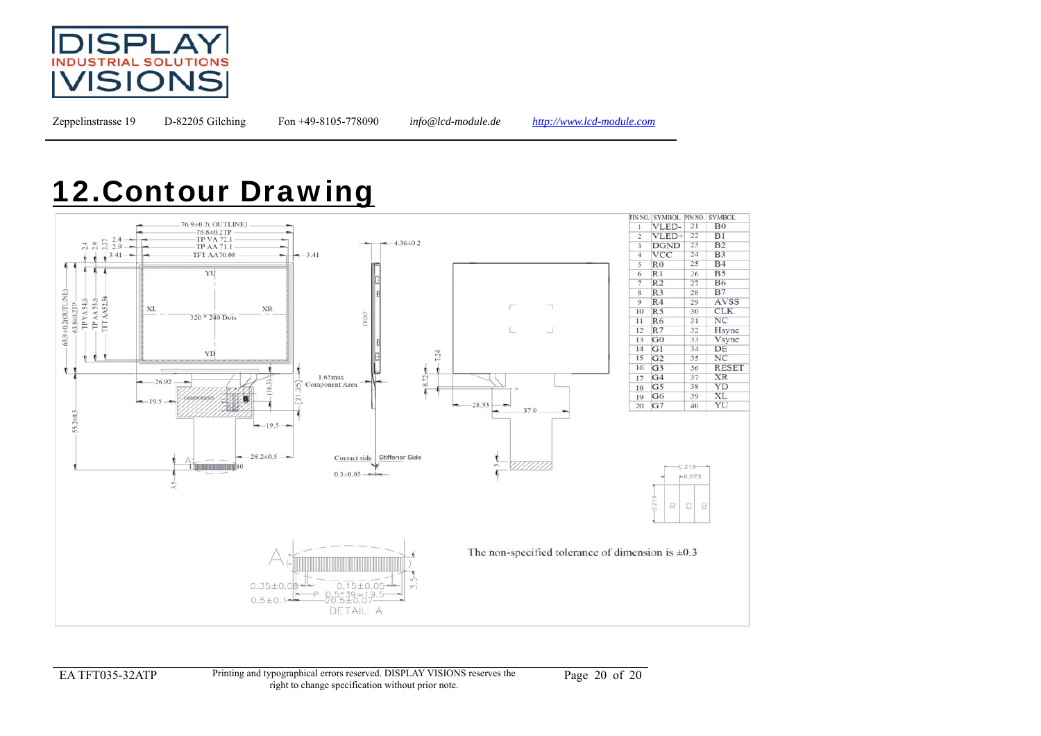## 12. Contour Drawing

| PIN NO. | SYMBOL | PIN NO. | SYMBOL |
| --- | --- | --- | --- |
| 1 | VLED- | 21 | B0 |
| 2 | VLED+ | 22 | B1 |
| 3 | DGND | 23 | B2 |
| 4 | VCC | 24 | B3 |
| 5 | R0 | 25 | B4 |
| 6 | R1 | 26 | B5 |
| 7 | R2 | 27 | B6 |
| 8 | R3 | 28 | B7 |
| 9 | R4 | 29 | AVSS |
| 10 | R5 | 30 | CLK |
| 11 | R6 | 31 | NC |
| 12 | R7 | 32 | Hsync |
| 13 | G0 | 33 | Vsync |
| 14 | G1 | 34 | DE |
| 15 | G2 | 35 | NC |
| 16 | G3 | 36 | RESET |
| 17 | G4 | 37 | XR |
| 18 | G5 | 38 | YD |
| 19 | G6 | 39 | XL |
| 20 | G7 | 40 | YU |

76.9±0.2( OUTLINE)
76.8±0.2TP
TP VA 72.1
TP AA 71.1
TFT AA70.08
2.4
2.9
3.41
3.41
4.36±0.2
63.9±0.2(OUTLINE)
63.8±0.2TP
TP VA 54.6
TP AA 53.6
TFT AA52.56
2.4
2.9
3.37
YU
XL
XR
320 * 240 Dots
YD
FRONT
7.24
8.72
1.65max
Component Area
26.92
19.5
(16.3)
(21.25)
COMPONENT
19.5
55.2±0.5
28.2±0.5
28.33
37.9
A
1
40
3.5
Contact side
Stiffener Side
0.3±0.05
5
0.219
0.073
0.219
R G B

A
0.35±0.08
0.15±0.05
P 0.5*39=19.5
20.5±0.07
0.5±0.1
3.5
DETAIL A

The non-specified tolerance of dimension is ±0.3